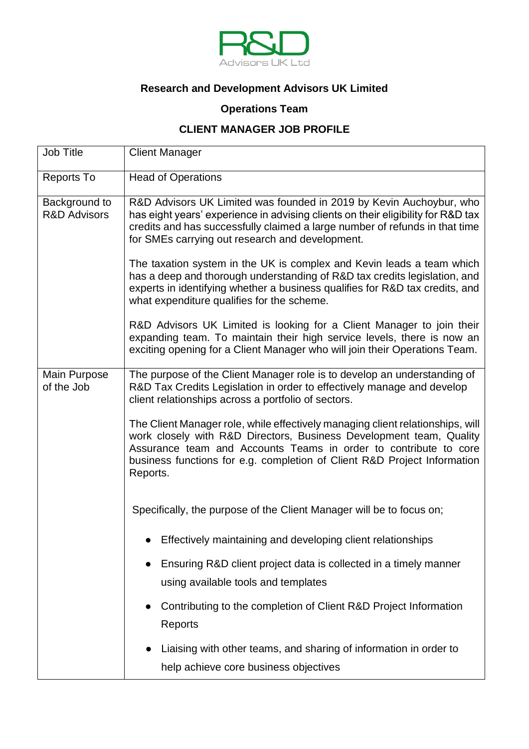R&D Advisors UK Ltd

**Research and Development Advisors UK Limited**

**Operations Team**

**CLIENT MANAGER JOB PROFILE**

| | |
|---|---|
| Job Title | Client Manager |
| Reports To | Head of Operations |
| Background to R&D Advisors | R&D Advisors UK Limited was founded in 2019 by Kevin Auchoybur, who has eight years' experience in advising clients on their eligibility for R&D tax credits and has successfully claimed a large number of refunds in that time for SMEs carrying out research and development.<br><br>The taxation system in the UK is complex and Kevin leads a team which has a deep and thorough understanding of R&D tax credits legislation, and experts in identifying whether a business qualifies for R&D tax credits, and what expenditure qualifies for the scheme.<br><br>R&D Advisors UK Limited is looking for a Client Manager to join their expanding team. To maintain their high service levels, there is now an exciting opening for a Client Manager who will join their Operations Team. |
| Main Purpose of the Job | The purpose of the Client Manager role is to develop an understanding of R&D Tax Credits Legislation in order to effectively manage and develop client relationships across a portfolio of sectors.<br><br>The Client Manager role, while effectively managing client relationships, will work closely with R&D Directors, Business Development team, Quality Assurance team and Accounts Teams in order to contribute to core business functions for e.g. completion of Client R&D Project Information Reports.<br><br>Specifically, the purpose of the Client Manager will be to focus on;<br><br>● Effectively maintaining and developing client relationships<br>● Ensuring R&D client project data is collected in a timely manner using available tools and templates<br>● Contributing to the completion of Client R&D Project Information Reports<br>● Liaising with other teams, and sharing of information in order to help achieve core business objectives |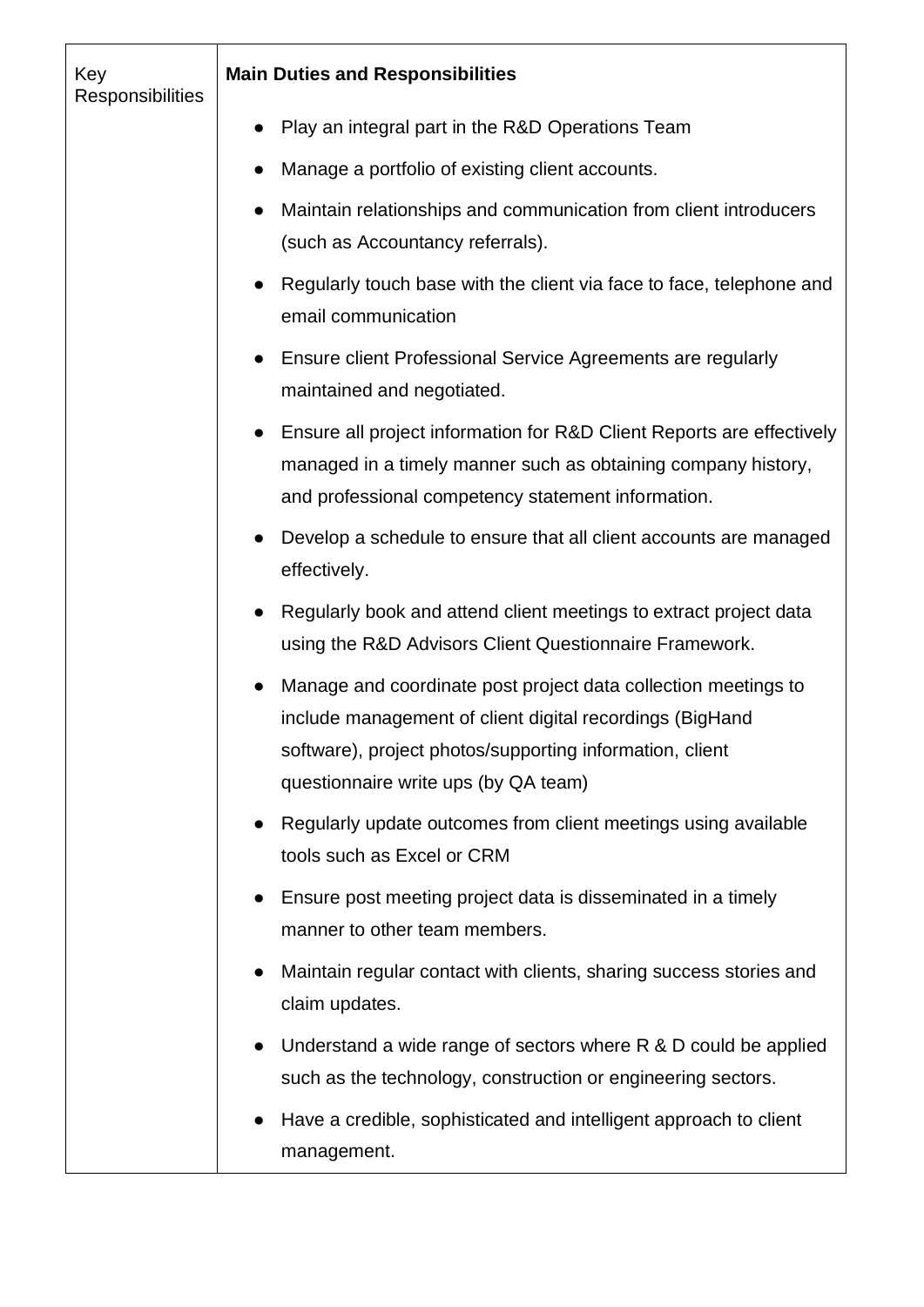| Key Responsibilities | **Main Duties and Responsibilities**<br><br>● Play an integral part in the R&D Operations Team<br>● Manage a portfolio of existing client accounts.<br>● Maintain relationships and communication from client introducers (such as Accountancy referrals).<br>● Regularly touch base with the client via face to face, telephone and email communication<br>● Ensure client Professional Service Agreements are regularly maintained and negotiated.<br>● Ensure all project information for R&D Client Reports are effectively managed in a timely manner such as obtaining company history, and professional competency statement information.<br>● Develop a schedule to ensure that all client accounts are managed effectively.<br>● Regularly book and attend client meetings to extract project data using the R&D Advisors Client Questionnaire Framework.<br>● Manage and coordinate post project data collection meetings to include management of client digital recordings (BigHand software), project photos/supporting information, client questionnaire write ups (by QA team)<br>● Regularly update outcomes from client meetings using available tools such as Excel or CRM<br>● Ensure post meeting project data is disseminated in a timely manner to other team members.<br>● Maintain regular contact with clients, sharing success stories and claim updates.<br>● Understand a wide range of sectors where R & D could be applied such as the technology, construction or engineering sectors.<br>● Have a credible, sophisticated and intelligent approach to client management. |
|---|---|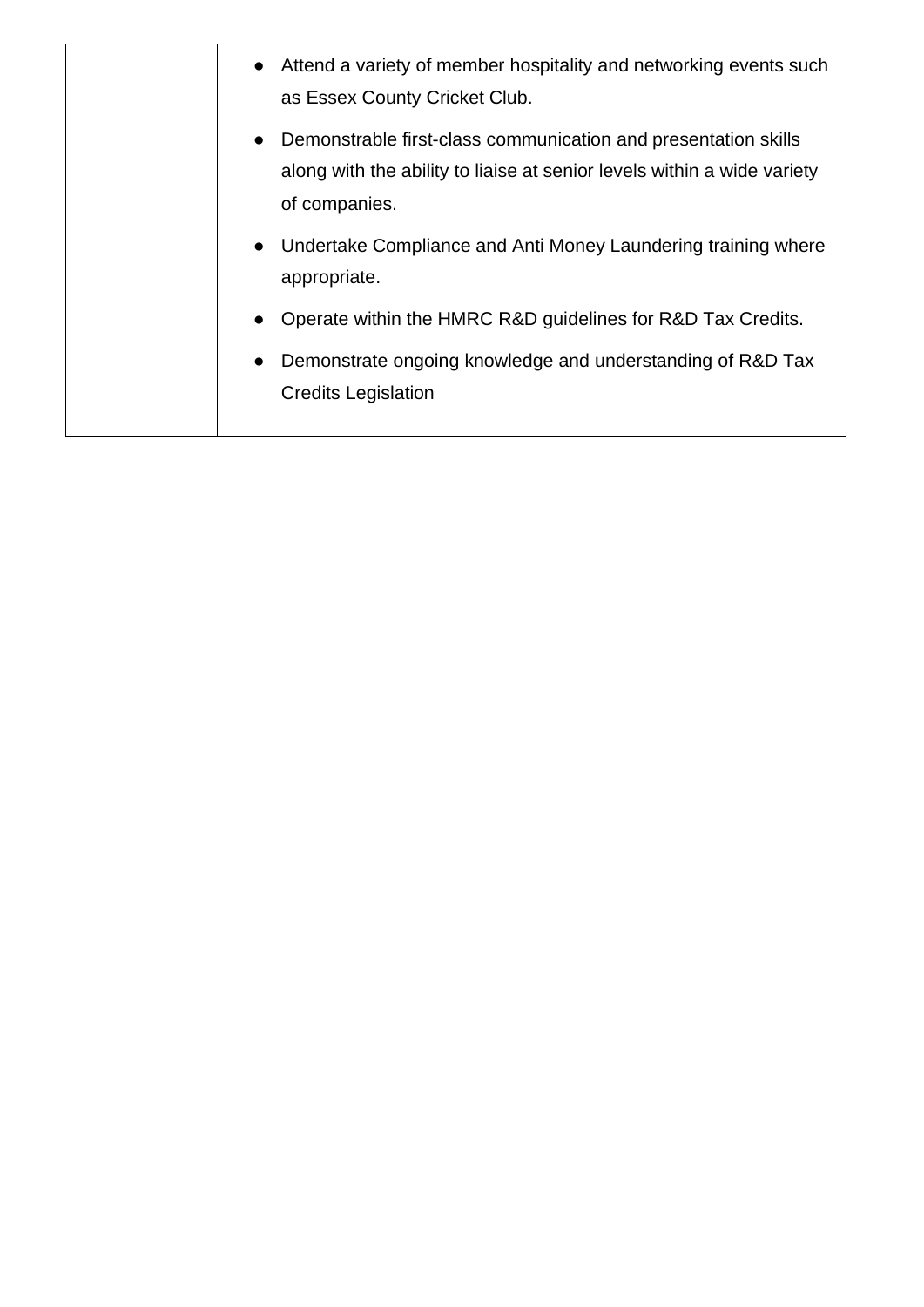| | |
|---|---|
| | ● Attend a variety of member hospitality and networking events such as Essex County Cricket Club.<br>● Demonstrable first-class communication and presentation skills along with the ability to liaise at senior levels within a wide variety of companies.<br>● Undertake Compliance and Anti Money Laundering training where appropriate.<br>● Operate within the HMRC R&D guidelines for R&D Tax Credits.<br>● Demonstrate ongoing knowledge and understanding of R&D Tax Credits Legislation |